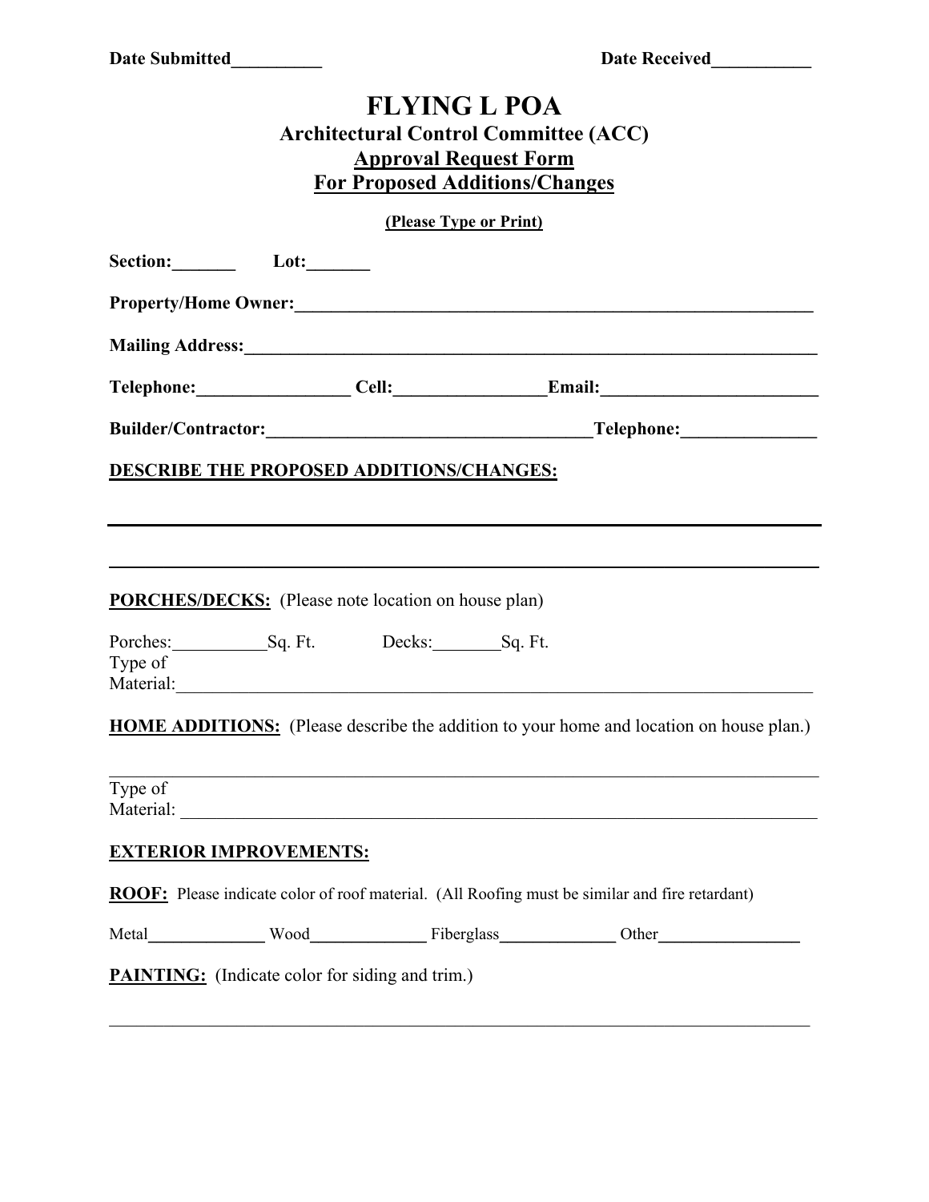**Date Submitted__________** **Date Received___________**

# FLYING L POA

## Architectural Control Committee (ACC)

## Approval Request Form
## For Proposed Additions/Changes

**(Please Type or Print)**

**Section:_______ Lot:_______**

**Property/Home Owner:___________________________________________________________**

**Mailing Address:______________________________________________________________**

**Telephone:_________________ Cell:_________________Email:________________________**

**Builder/Contractor:____________________________________Telephone:_______________**

**DESCRIBE THE PROPOSED ADDITIONS/CHANGES:**

________________________________________________________________________________

________________________________________________________________________________

**PORCHES/DECKS:** (Please note location on house plan)

Porches:___________Sq. Ft. Decks:________Sq. Ft.
Type of Material:_________________________________________________________________________

**HOME ADDITIONS:** (Please describe the addition to your home and location on house plan.)

________________________________________________________________________________
Type of Material: _________________________________________________________________________

**EXTERIOR IMPROVEMENTS:**

**ROOF:** Please indicate color of roof material. (All Roofing must be similar and fire retardant)

Metal______________ Wood______________ Fiberglass______________ Other_________________

**PAINTING:** (Indicate color for siding and trim.)

________________________________________________________________________________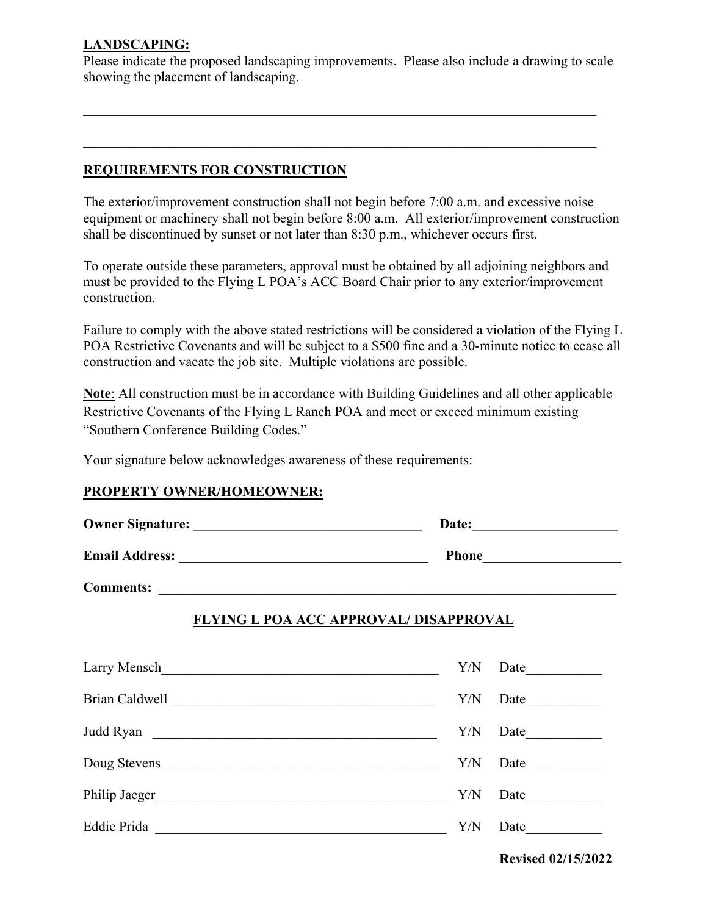**LANDSCAPING:**

Please indicate the proposed landscaping improvements. Please also include a drawing to scale showing the placement of landscaping.

\_\_\_\_\_\_\_\_\_\_\_\_\_\_\_\_\_\_\_\_\_\_\_\_\_\_\_\_\_\_\_\_\_\_\_\_\_\_\_\_\_\_\_\_\_\_\_\_\_\_\_\_\_\_\_\_\_\_\_\_\_\_\_\_\_\_\_\_\_\_\_\_\_\_

\_\_\_\_\_\_\_\_\_\_\_\_\_\_\_\_\_\_\_\_\_\_\_\_\_\_\_\_\_\_\_\_\_\_\_\_\_\_\_\_\_\_\_\_\_\_\_\_\_\_\_\_\_\_\_\_\_\_\_\_\_\_\_\_\_\_\_\_\_\_\_\_\_\_

## REQUIREMENTS FOR CONSTRUCTION

The exterior/improvement construction shall not begin before 7:00 a.m. and excessive noise equipment or machinery shall not begin before 8:00 a.m. All exterior/improvement construction shall be discontinued by sunset or not later than 8:30 p.m., whichever occurs first.

To operate outside these parameters, approval must be obtained by all adjoining neighbors and must be provided to the Flying L POA's ACC Board Chair prior to any exterior/improvement construction.

Failure to comply with the above stated restrictions will be considered a violation of the Flying L POA Restrictive Covenants and will be subject to a $500 fine and a 30-minute notice to cease all construction and vacate the job site. Multiple violations are possible.

**Note**: All construction must be in accordance with Building Guidelines and all other applicable Restrictive Covenants of the Flying L Ranch POA and meet or exceed minimum existing "Southern Conference Building Codes."

Your signature below acknowledges awareness of these requirements:

**PROPERTY OWNER/HOMEOWNER:**

**Owner Signature:** \_\_\_\_\_\_\_\_\_\_\_\_\_\_\_\_\_\_\_\_\_\_\_\_\_\_\_\_\_\_\_\_\_\_ **Date:**\_\_\_\_\_\_\_\_\_\_\_\_\_\_\_\_\_\_\_\_\_

**Email Address:** \_\_\_\_\_\_\_\_\_\_\_\_\_\_\_\_\_\_\_\_\_\_\_\_\_\_\_\_\_\_\_\_\_\_\_\_ **Phone**\_\_\_\_\_\_\_\_\_\_\_\_\_\_\_\_\_\_\_\_

**Comments:** \_\_\_\_\_\_\_\_\_\_\_\_\_\_\_\_\_\_\_\_\_\_\_\_\_\_\_\_\_\_\_\_\_\_\_\_\_\_\_\_\_\_\_\_\_\_\_\_\_\_\_\_\_\_\_\_\_\_\_\_\_\_\_\_\_\_

## FLYING L POA ACC APPROVAL/ DISAPPROVAL

Larry Mensch\_\_\_\_\_\_\_\_\_\_\_\_\_\_\_\_\_\_\_\_\_\_\_\_\_\_\_\_\_\_\_\_\_\_\_\_\_\_\_\_ Y/N Date\_\_\_\_\_\_\_\_\_\_\_

Brian Caldwell\_\_\_\_\_\_\_\_\_\_\_\_\_\_\_\_\_\_\_\_\_\_\_\_\_\_\_\_\_\_\_\_\_\_\_\_\_\_\_ Y/N Date\_\_\_\_\_\_\_\_\_\_\_

Judd Ryan \_\_\_\_\_\_\_\_\_\_\_\_\_\_\_\_\_\_\_\_\_\_\_\_\_\_\_\_\_\_\_\_\_\_\_\_\_\_\_\_\_ Y/N Date\_\_\_\_\_\_\_\_\_\_\_

Doug Stevens\_\_\_\_\_\_\_\_\_\_\_\_\_\_\_\_\_\_\_\_\_\_\_\_\_\_\_\_\_\_\_\_\_\_\_\_\_\_\_\_ Y/N Date\_\_\_\_\_\_\_\_\_\_\_

Philip Jaeger\_\_\_\_\_\_\_\_\_\_\_\_\_\_\_\_\_\_\_\_\_\_\_\_\_\_\_\_\_\_\_\_\_\_\_\_\_\_\_\_\_ Y/N Date\_\_\_\_\_\_\_\_\_\_\_

Eddie Prida \_\_\_\_\_\_\_\_\_\_\_\_\_\_\_\_\_\_\_\_\_\_\_\_\_\_\_\_\_\_\_\_\_\_\_\_\_\_\_\_\_ Y/N Date\_\_\_\_\_\_\_\_\_\_\_

**Revised 02/15/2022**